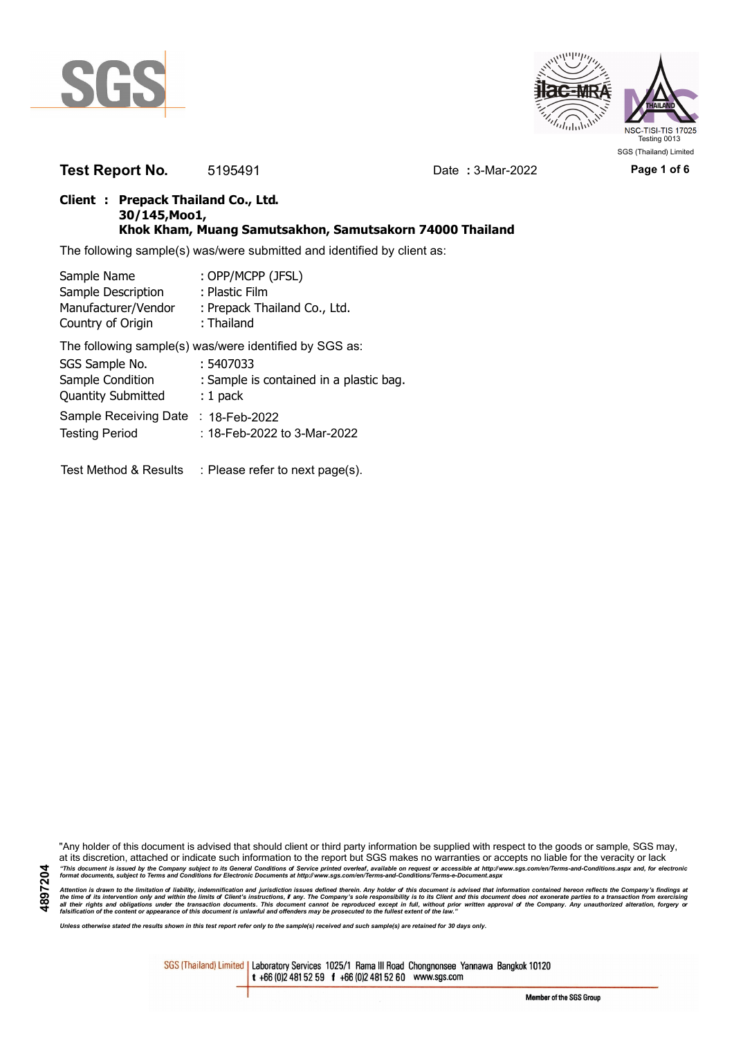**Test Report No.** 5195491 Date **:** 3-Mar-2022

**Client : Prepack Thailand Co., Ltd.**
**30/145,Moo1,**
**Khok Kham, Muang Samutsakhon, Samutsakorn 74000 Thailand**

The following sample(s) was/were submitted and identified by client as:

| | |
|---|---|
| Sample Name | : OPP/MCPP (JFSL) |
| Sample Description | : Plastic Film |
| Manufacturer/Vendor | : Prepack Thailand Co., Ltd. |
| Country of Origin | : Thailand |

The following sample(s) was/were identified by SGS as:

| | |
|---|---|
| SGS Sample No. | : 5407033 |
| Sample Condition | : Sample is contained in a plastic bag. |
| Quantity Submitted | : 1 pack |
| Sample Receiving Date | : 18-Feb-2022 |
| Testing Period | : 18-Feb-2022 to 3-Mar-2022 |

Test Method & Results : Please refer to next page(s).

"Any holder of this document is advised that should client or third party information be supplied with respect to the goods or sample, SGS may, at its discretion, attached or indicate such information to the report but SGS makes no warranties or accepts no liable for the veracity or lack

*"This document is issued by the Company subject to its General Conditions of Service printed overleaf, available on request or accessible at http://www.sgs.com/en/Terms-and-Conditions.aspx and, for electronic format documents, subject to Terms and Conditions for Electronic Documents at http://www.sgs.com/en/Terms-and-Conditions/Terms-e-Document.aspx*

*Attention is drawn to the limitation of liability, indemnification and jurisdiction issues defined therein. Any holder of this document is advised that information contained hereon reflects the Company's findings at the time of its intervention only and within the limits of Client's instructions, if any. The Company's sole responsibility is to its Client and this document does not exonerate parties to a transaction from exercising all their rights and obligations under the transaction documents. This document cannot be reproduced except in full, without prior written approval of the Company. Any unauthorized alteration, forgery or falsification of the content or appearance of this document is unlawful and offenders may be prosecuted to the fullest extent of the law."*

*Unless otherwise stated the results shown in this test report refer only to the sample(s) received and such sample(s) are retained for 30 days only.*

4897204

SGS (Thailand) Limited | Laboratory Services 1025/1 Rama III Road Chongnonsee Yannawa Bangkok 10120
t +66 (0)2 481 52 59 f +66 (0)2 481 52 60 www.sgs.com

Member of the SGS Group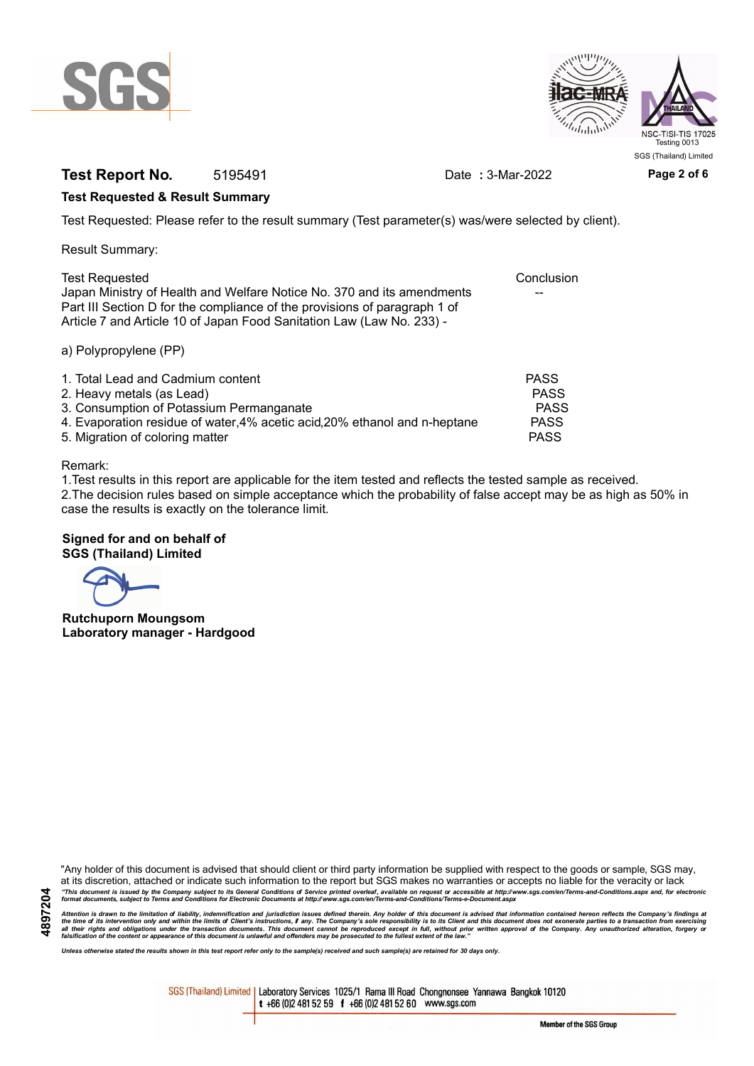**Test Report No.** 5195491 Date : 3-Mar-2022

**Test Requested & Result Summary**

Test Requested: Please refer to the result summary (Test parameter(s) was/were selected by client).

Result Summary:

| Test Requested | Conclusion |
|---|---|
| Japan Ministry of Health and Welfare Notice No. 370 and its amendments Part III Section D for the compliance of the provisions of paragraph 1 of Article 7 and Article 10 of Japan Food Sanitation Law (Law No. 233) - | -- |
| a) Polypropylene (PP) | |
| 1. Total Lead and Cadmium content | PASS |
| 2. Heavy metals (as Lead) | PASS |
| 3. Consumption of Potassium Permanganate | PASS |
| 4. Evaporation residue of water,4% acetic acid,20% ethanol and n-heptane | PASS |
| 5. Migration of coloring matter | PASS |

Remark:
1.Test results in this report are applicable for the item tested and reflects the tested sample as received.
2.The decision rules based on simple acceptance which the probability of false accept may be as high as 50% in case the results is exactly on the tolerance limit.

**Signed for and on behalf of**
**SGS (Thailand) Limited**

**Rutchuporn Moungsom**
**Laboratory manager - Hardgood**

"Any holder of this document is advised that should client or third party information be supplied with respect to the goods or sample, SGS may, at its discretion, attached or indicate such information to the report but SGS makes no warranties or accepts no liable for the veracity or lack

*"This document is issued by the Company subject to its General Conditions of Service printed overleaf, available on request or accessible at http://www.sgs.com/en/Terms-and-Conditions.aspx and, for electronic format documents, subject to Terms and Conditions for Electronic Documents at http://www.sgs.com/en/Terms-and-Conditions/Terms-e-Document.aspx*

*Attention is drawn to the limitation of liability, indemnification and jurisdiction issues defined therein. Any holder of this document is advised that information contained hereon reflects the Company's findings at the time of its intervention only and within the limits of Client's instructions, if any. The Company's sole responsibility is to its Client and this document does not exonerate parties to a transaction from exercising all their rights and obligations under the transaction documents. This document cannot be reproduced except in full, without prior written approval of the Company. Any unauthorized alteration, forgery or falsification of the content or appearance of this document is unlawful and offenders may be prosecuted to the fullest extent of the law."*

*Unless otherwise stated the results shown in this test report refer only to the sample(s) received and such sample(s) are retained for 30 days only.*

4897204

SGS (Thailand) Limited | Laboratory Services 1025/1 Rama III Road Chongnonsee Yannawa Bangkok 10120
t +66 (0)2 481 52 59 f +66 (0)2 481 52 60 www.sgs.com

Member of the SGS Group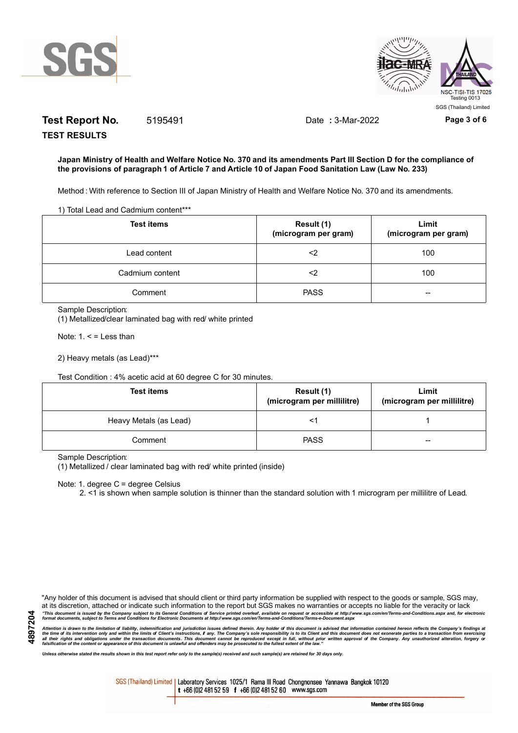**Test Report No.** 5195491 Date **:** 3-Mar-2022

**TEST RESULTS**

**Japan Ministry of Health and Welfare Notice No. 370 and its amendments Part III Section D for the compliance of the provisions of paragraph 1 of Article 7 and Article 10 of Japan Food Sanitation Law (Law No. 233)**

Method : With reference to Section III of Japan Ministry of Health and Welfare Notice No. 370 and its amendments.

1) Total Lead and Cadmium content***

| Test items | Result (1) (microgram per gram) | Limit (microgram per gram) |
|---|---|---|
| Lead content | <2 | 100 |
| Cadmium content | <2 | 100 |
| Comment | PASS | -- |

Sample Description:
(1) Metallized/clear laminated bag with red/ white printed

Note: 1. < = Less than

2) Heavy metals (as Lead)***

Test Condition : 4% acetic acid at 60 degree C for 30 minutes.

| Test items | Result (1) (microgram per millilitre) | Limit (microgram per millilitre) |
|---|---|---|
| Heavy Metals (as Lead) | <1 | 1 |
| Comment | PASS | -- |

Sample Description:
(1) Metallized / clear laminated bag with red/ white printed (inside)

Note: 1. degree C = degree Celsius
2. <1 is shown when sample solution is thinner than the standard solution with 1 microgram per millilitre of Lead.

"Any holder of this document is advised that should client or third party information be supplied with respect to the goods or sample, SGS may, at its discretion, attached or indicate such information to the report but SGS makes no warranties or accepts no liable for the veracity or lack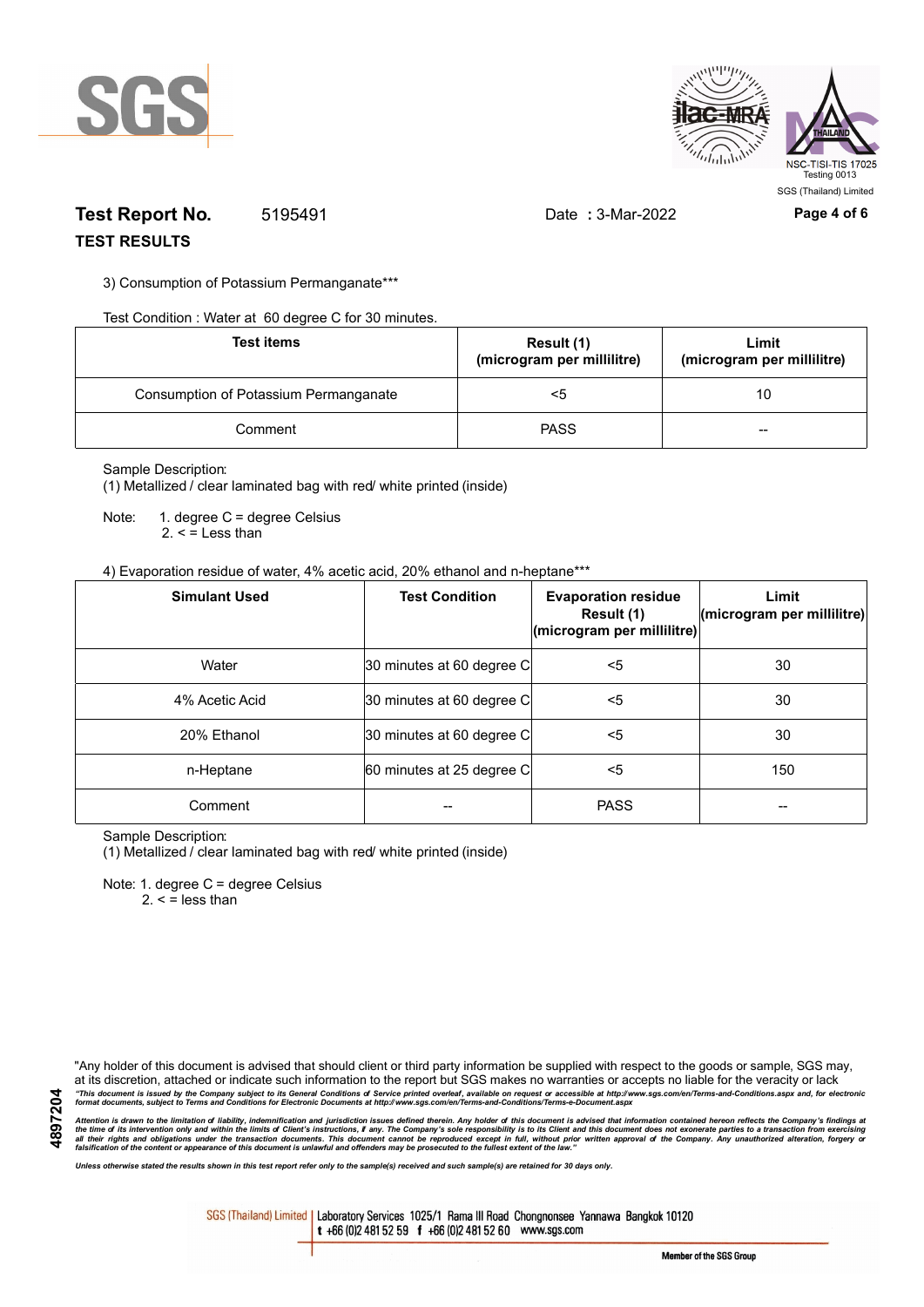**Test Report No.** 5195491 Date **:** 3-Mar-2022

**TEST RESULTS**

3) Consumption of Potassium Permanganate***

Test Condition : Water at 60 degree C for 30 minutes.

| Test items | Result (1) (microgram per millilitre) | Limit (microgram per millilitre) |
|---|---|---|
| Consumption of Potassium Permanganate | <5 | 10 |
| Comment | PASS | -- |

Sample Description:
(1) Metallized / clear laminated bag with red/ white printed (inside)

Note: 1. degree C = degree Celsius
2. < = Less than

4) Evaporation residue of water, 4% acetic acid, 20% ethanol and n-heptane***

| Simulant Used | Test Condition | Evaporation residue Result (1) (microgram per millilitre) | Limit (microgram per millilitre) |
|---|---|---|---|
| Water | 30 minutes at 60 degree C | <5 | 30 |
| 4% Acetic Acid | 30 minutes at 60 degree C | <5 | 30 |
| 20% Ethanol | 30 minutes at 60 degree C | <5 | 30 |
| n-Heptane | 60 minutes at 25 degree C | <5 | 150 |
| Comment | -- | PASS | -- |

Sample Description:
(1) Metallized / clear laminated bag with red/ white printed (inside)

Note: 1. degree C = degree Celsius
2. < = less than

"Any holder of this document is advised that should client or third party information be supplied with respect to the goods or sample, SGS may, at its discretion, attached or indicate such information to the report but SGS makes no warranties or accepts no liable for the veracity or lack

*"This document is issued by the Company subject to its General Conditions of Service printed overleaf, available on request or accessible at http://www.sgs.com/en/Terms-and-Conditions.aspx and, for electronic format documents, subject to Terms and Conditions for Electronic Documents at http://www.sgs.com/en/Terms-and-Conditions/Terms-e-Document.aspx*

*Attention is drawn to the limitation of liability, indemnification and jurisdiction issues defined therein. Any holder of this document is advised that information contained hereon reflects the Company's findings at the time of its intervention only and within the limits of Client's instructions, if any. The Company's sole responsibility is to its Client and this document does not exonerate parties to a transaction from exercising all their rights and obligations under the transaction documents. This document cannot be reproduced except in full, without prior written approval of the Company. Any unauthorized alteration, forgery or falsification of the content or appearance of this document is unlawful and offenders may be prosecuted to the fullest extent of the law."*

*Unless otherwise stated the results shown in this test report refer only to the sample(s) received and such sample(s) are retained for 30 days only.*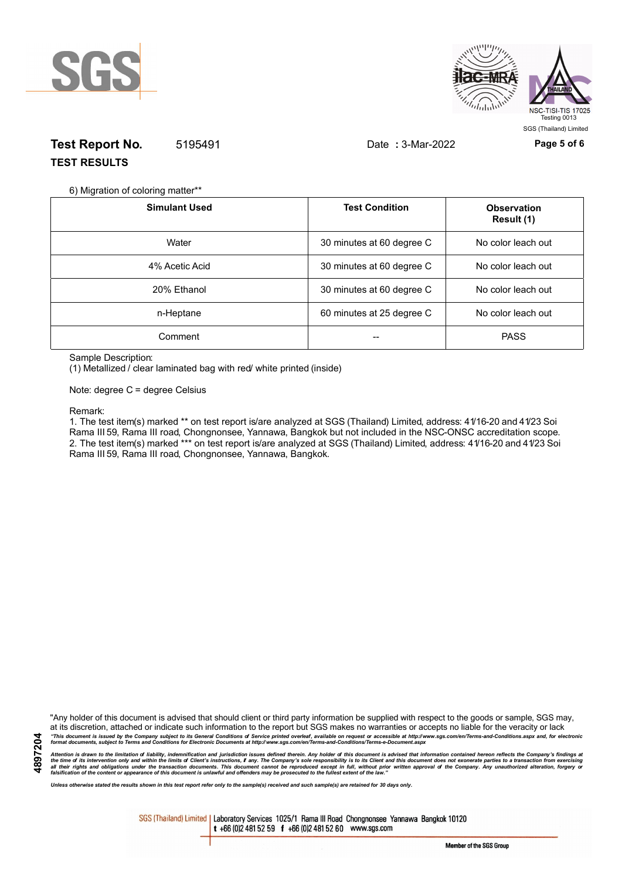**Test Report No.** 5195491 Date **:** 3-Mar-2022

**TEST RESULTS**

6) Migration of coloring matter**

| Simulant Used | Test Condition | Observation Result (1) |
|---|---|---|
| Water | 30 minutes at 60 degree C | No color leach out |
| 4% Acetic Acid | 30 minutes at 60 degree C | No color leach out |
| 20% Ethanol | 30 minutes at 60 degree C | No color leach out |
| n-Heptane | 60 minutes at 25 degree C | No color leach out |
| Comment | -- | PASS |

Sample Description:
(1) Metallized / clear laminated bag with red/ white printed (inside)

Note: degree C = degree Celsius

Remark:
1. The test item(s) marked ** on test report is/are analyzed at SGS (Thailand) Limited, address: 41/16-20 and 41/23 Soi Rama III 59, Rama III road, Chongnonsee, Yannawa, Bangkok but not included in the NSC-ONSC accreditation scope.
2. The test item(s) marked *** on test report is/are analyzed at SGS (Thailand) Limited, address: 41/16-20 and 41/23 Soi Rama III 59, Rama III road, Chongnonsee, Yannawa, Bangkok.

"Any holder of this document is advised that should client or third party information be supplied with respect to the goods or sample, SGS may, at its discretion, attached or indicate such information to the report but SGS makes no warranties or accepts no liable for the veracity or lack

*"This document is issued by the Company subject to its General Conditions of Service printed overleaf, available on request or accessible at http://www.sgs.com/en/Terms-and-Conditions.aspx and, for electronic format documents, subject to Terms and Conditions for Electronic Documents at http://www.sgs.com/en/Terms-and-Conditions/Terms-e-Document.aspx*

*Attention is drawn to the limitation of liability, indemnification and jurisdiction issues defined therein. Any holder of this document is advised that information contained hereon reflects the Company's findings at the time of its intervention only and within the limits of Client's instructions, if any. The Company's sole responsibility is to its Client and this document does not exonerate parties to a transaction from exercising all their rights and obligations under the transaction documents. This document cannot be reproduced except in full, without prior written approval of the Company. Any unauthorized alteration, forgery or falsification of the content or appearance of this document is unlawful and offenders may be prosecuted to the fullest extent of the law."*

*Unless otherwise stated the results shown in this test report refer only to the sample(s) received and such sample(s) are retained for 30 days only.*

SGS (Thailand) Limited | Laboratory Services 1025/1 Rama III Road Chongnonsee Yannawa Bangkok 10120
t +66 (0)2 481 52 59 f +66 (0)2 481 52 60 www.sgs.com

Member of the SGS Group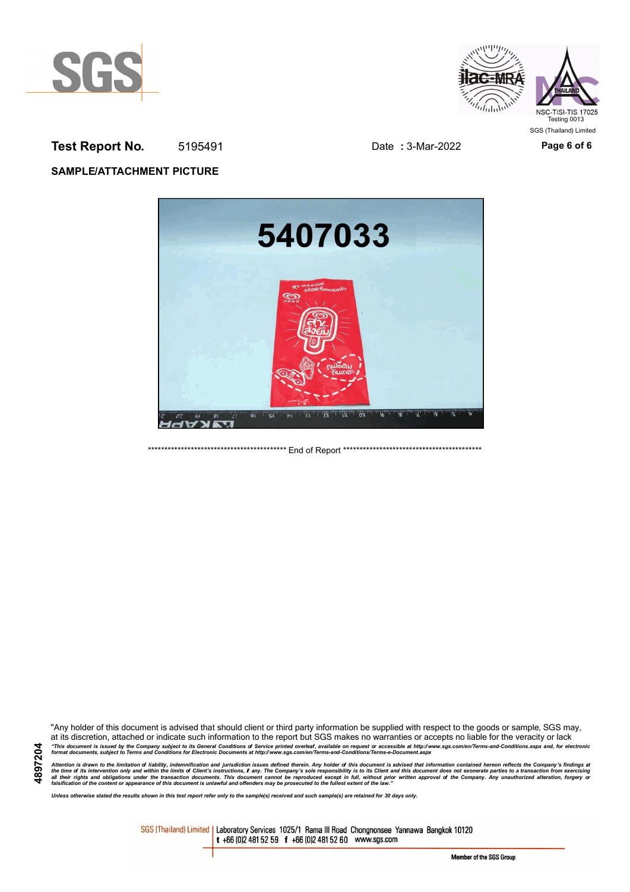**Test Report No.** 5195491 Date : 3-Mar-2022

**SAMPLE/ATTACHMENT PICTURE**

5407033

\*\*\*\*\*\*\*\*\*\*\*\*\*\*\*\*\*\*\*\*\*\*\*\*\*\*\*\*\*\*\*\*\*\*\*\*\*\*\*\*\*\*\*\*\* End of Report \*\*\*\*\*\*\*\*\*\*\*\*\*\*\*\*\*\*\*\*\*\*\*\*\*\*\*\*\*\*\*\*\*\*\*\*\*\*\*\*\*\*\*\*\*

"Any holder of this document is advised that should client or third party information be supplied with respect to the goods or sample, SGS may, at its discretion, attached or indicate such information to the report but SGS makes no warranties or accepts no liable for the veracity or lack

*"This document is issued by the Company subject to its General Conditions of Service printed overleaf, available on request or accessible at http://www.sgs.com/en/Terms-and-Conditions.aspx and, for electronic format documents, subject to Terms and Conditions for Electronic Documents at http://www.sgs.com/en/Terms-and-Conditions/Terms-e-Document.aspx*

*Attention is drawn to the limitation of liability, indemnification and jurisdiction issues defined therein. Any holder of this document is advised that information contained hereon reflects the Company's findings at the time of its intervention only and within the limits of Client's instructions, if any. The Company's sole responsibility is to its Client and this document does not exonerate parties to a transaction from exercising all their rights and obligations under the transaction documents. This document cannot be reproduced except in full, without prior written approval of the Company. Any unauthorized alteration, forgery or falsification of the content or appearance of this document is unlawful and offenders may be prosecuted to the fullest extent of the law."*

***Unless otherwise stated the results shown in this test report refer only to the sample(s) received and such sample(s) are retained for 30 days only.***

4897204

SGS (Thailand) Limited | Laboratory Services 1025/1 Rama III Road Chongnonsee Yannawa Bangkok 10120
t +66 (0)2 481 52 59 f +66 (0)2 481 52 60 www.sgs.com

Member of the SGS Group